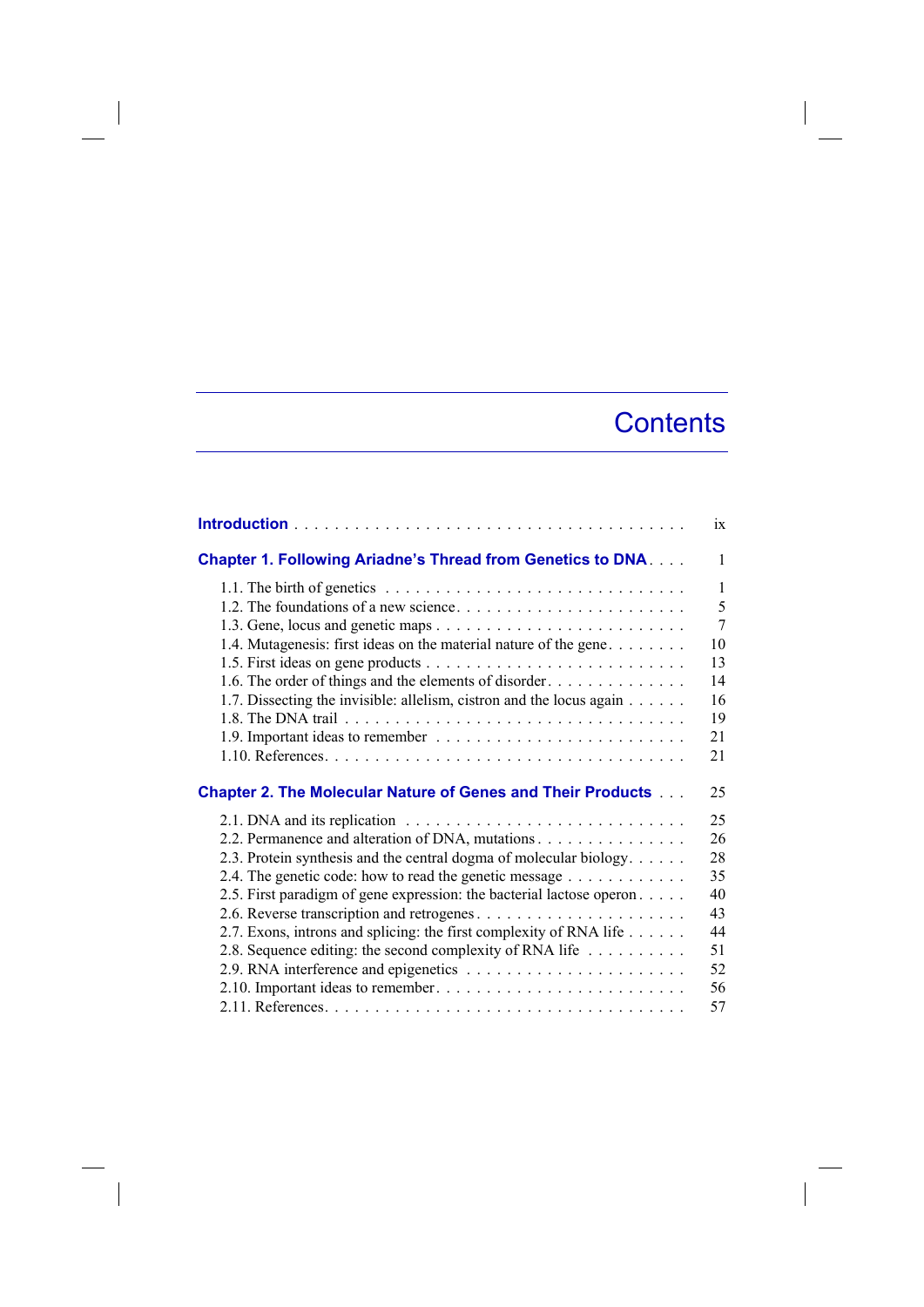# Contents

**Introduction** . . . . . . . . . . . . . . . . . . . . . . . . . . . . . . . . . . . . . . ix

**Chapter 1. Following Ariadne's Thread from Genetics to DNA** . . . . 1

1.1. The birth of genetics . . . . . . . . . . . . . . . . . . . . . . . . . . . . . . 1
1.2. The foundations of a new science . . . . . . . . . . . . . . . . . . . . . . . 5
1.3. Gene, locus and genetic maps . . . . . . . . . . . . . . . . . . . . . . . . . 7
1.4. Mutagenesis: first ideas on the material nature of the gene . . . . . . . . 10
1.5. First ideas on gene products . . . . . . . . . . . . . . . . . . . . . . . . . 13
1.6. The order of things and the elements of disorder . . . . . . . . . . . . . . 14
1.7. Dissecting the invisible: allelism, cistron and the locus again . . . . . . 16
1.8. The DNA trail . . . . . . . . . . . . . . . . . . . . . . . . . . . . . . . . . 19
1.9. Important ideas to remember . . . . . . . . . . . . . . . . . . . . . . . . . 21
1.10. References . . . . . . . . . . . . . . . . . . . . . . . . . . . . . . . . . . 21

**Chapter 2. The Molecular Nature of Genes and Their Products** . . . 25

2.1. DNA and its replication . . . . . . . . . . . . . . . . . . . . . . . . . . . . 25
2.2. Permanence and alteration of DNA, mutations . . . . . . . . . . . . . . . 26
2.3. Protein synthesis and the central dogma of molecular biology . . . . . . 28
2.4. The genetic code: how to read the genetic message . . . . . . . . . . . . 35
2.5. First paradigm of gene expression: the bacterial lactose operon . . . . . 40
2.6. Reverse transcription and retrogenes . . . . . . . . . . . . . . . . . . . . . 43
2.7. Exons, introns and splicing: the first complexity of RNA life . . . . . . 44
2.8. Sequence editing: the second complexity of RNA life . . . . . . . . . . 51
2.9. RNA interference and epigenetics . . . . . . . . . . . . . . . . . . . . . . 52
2.10. Important ideas to remember . . . . . . . . . . . . . . . . . . . . . . . . 56
2.11. References . . . . . . . . . . . . . . . . . . . . . . . . . . . . . . . . . . 57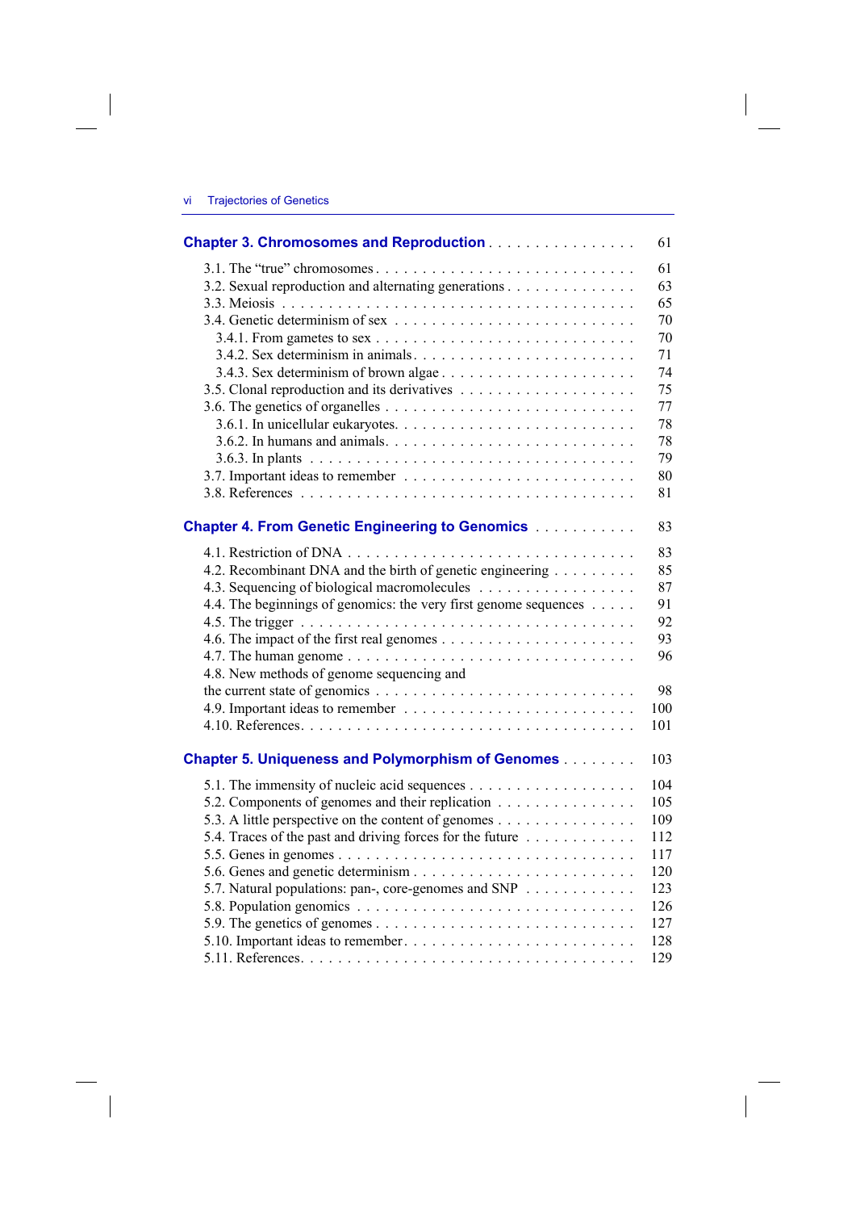**Chapter 3. Chromosomes and Reproduction** . . . . . . . . . . . . . . . . 61

3.1. The “true” chromosomes . . . . . . . . . . . . . . . . . . . . . . . . . . 61
3.2. Sexual reproduction and alternating generations . . . . . . . . . . . . . 63
3.3. Meiosis . . . . . . . . . . . . . . . . . . . . . . . . . . . . . . . . . . 65
3.4. Genetic determinism of sex . . . . . . . . . . . . . . . . . . . . . . . . 70
 3.4.1. From gametes to sex . . . . . . . . . . . . . . . . . . . . . . . . . 70
 3.4.2. Sex determinism in animals. . . . . . . . . . . . . . . . . . . . . . 71
 3.4.3. Sex determinism of brown algae . . . . . . . . . . . . . . . . . . . 74
3.5. Clonal reproduction and its derivatives . . . . . . . . . . . . . . . . . 75
3.6. The genetics of organelles . . . . . . . . . . . . . . . . . . . . . . . . 77
 3.6.1. In unicellular eukaryotes. . . . . . . . . . . . . . . . . . . . . . . 78
 3.6.2. In humans and animals. . . . . . . . . . . . . . . . . . . . . . . . 78
 3.6.3. In plants . . . . . . . . . . . . . . . . . . . . . . . . . . . . . . . 79
3.7. Important ideas to remember . . . . . . . . . . . . . . . . . . . . . . . 80
3.8. References . . . . . . . . . . . . . . . . . . . . . . . . . . . . . . . . 81

**Chapter 4. From Genetic Engineering to Genomics** . . . . . . . . . . . 83

4.1. Restriction of DNA . . . . . . . . . . . . . . . . . . . . . . . . . . . . 83
4.2. Recombinant DNA and the birth of genetic engineering . . . . . . . . . 85
4.3. Sequencing of biological macromolecules . . . . . . . . . . . . . . . . 87
4.4. The beginnings of genomics: the very first genome sequences . . . . . 91
4.5. The trigger . . . . . . . . . . . . . . . . . . . . . . . . . . . . . . . . 92
4.6. The impact of the first real genomes . . . . . . . . . . . . . . . . . . . 93
4.7. The human genome . . . . . . . . . . . . . . . . . . . . . . . . . . . . 96
4.8. New methods of genome sequencing and
the current state of genomics . . . . . . . . . . . . . . . . . . . . . . . . 98
4.9. Important ideas to remember . . . . . . . . . . . . . . . . . . . . . . . 100
4.10. References. . . . . . . . . . . . . . . . . . . . . . . . . . . . . . . . 101

**Chapter 5. Uniqueness and Polymorphism of Genomes** . . . . . . . . 103

5.1. The immensity of nucleic acid sequences . . . . . . . . . . . . . . . . . 104
5.2. Components of genomes and their replication . . . . . . . . . . . . . . 105
5.3. A little perspective on the content of genomes . . . . . . . . . . . . . . 109
5.4. Traces of the past and driving forces for the future . . . . . . . . . . . 112
5.5. Genes in genomes . . . . . . . . . . . . . . . . . . . . . . . . . . . . . 117
5.6. Genes and genetic determinism . . . . . . . . . . . . . . . . . . . . . . 120
5.7. Natural populations: pan-, core-genomes and SNP . . . . . . . . . . . 123
5.8. Population genomics . . . . . . . . . . . . . . . . . . . . . . . . . . . 126
5.9. The genetics of genomes . . . . . . . . . . . . . . . . . . . . . . . . . 127
5.10. Important ideas to remember. . . . . . . . . . . . . . . . . . . . . . . 128
5.11. References. . . . . . . . . . . . . . . . . . . . . . . . . . . . . . . . 129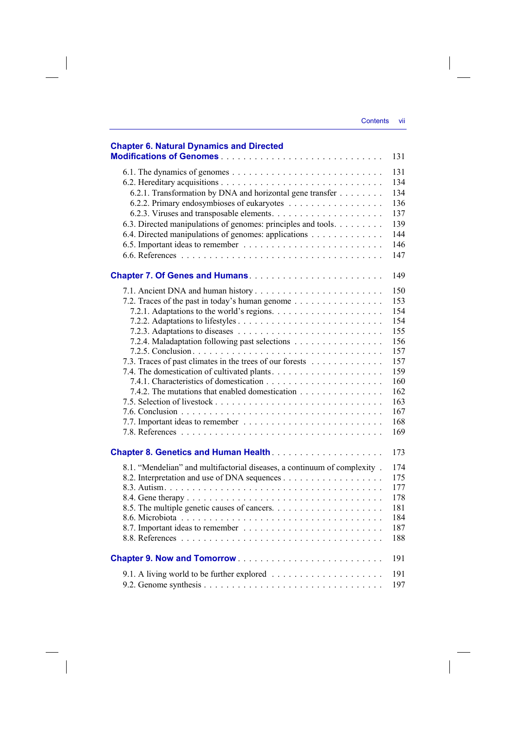**Chapter 6. Natural Dynamics and Directed Modifications of Genomes** . . . . . 131

- 6.1. The dynamics of genomes . . . . . 131
- 6.2. Hereditary acquisitions . . . . . 134
  - 6.2.1. Transformation by DNA and horizontal gene transfer . . . . . 134
  - 6.2.2. Primary endosymbioses of eukaryotes . . . . . 136
  - 6.2.3. Viruses and transposable elements . . . . . 137
- 6.3. Directed manipulations of genomes: principles and tools . . . . . 139
- 6.4. Directed manipulations of genomes: applications . . . . . 144
- 6.5. Important ideas to remember . . . . . 146
- 6.6. References . . . . . 147

**Chapter 7. Of Genes and Humans** . . . . . 149

- 7.1. Ancient DNA and human history . . . . . 150
- 7.2. Traces of the past in today's human genome . . . . . 153
  - 7.2.1. Adaptations to the world's regions . . . . . 154
  - 7.2.2. Adaptations to lifestyles . . . . . 154
  - 7.2.3. Adaptations to diseases . . . . . 155
  - 7.2.4. Maladaptation following past selections . . . . . 156
  - 7.2.5. Conclusion . . . . . 157
- 7.3. Traces of past climates in the trees of our forests . . . . . 157
- 7.4. The domestication of cultivated plants . . . . . 159
  - 7.4.1. Characteristics of domestication . . . . . 160
  - 7.4.2. The mutations that enabled domestication . . . . . 162
- 7.5. Selection of livestock . . . . . 163
- 7.6. Conclusion . . . . . 167
- 7.7. Important ideas to remember . . . . . 168
- 7.8. References . . . . . 169

**Chapter 8. Genetics and Human Health** . . . . . 173

- 8.1. "Mendelian" and multifactorial diseases, a continuum of complexity . . 174
- 8.2. Interpretation and use of DNA sequences . . . . . 175
- 8.3. Autism . . . . . 177
- 8.4. Gene therapy . . . . . 178
- 8.5. The multiple genetic causes of cancers . . . . . 181
- 8.6. Microbiota . . . . . 184
- 8.7. Important ideas to remember . . . . . 187
- 8.8. References . . . . . 188

**Chapter 9. Now and Tomorrow** . . . . . 191

- 9.1. A living world to be further explored . . . . . 191
- 9.2. Genome synthesis . . . . . 197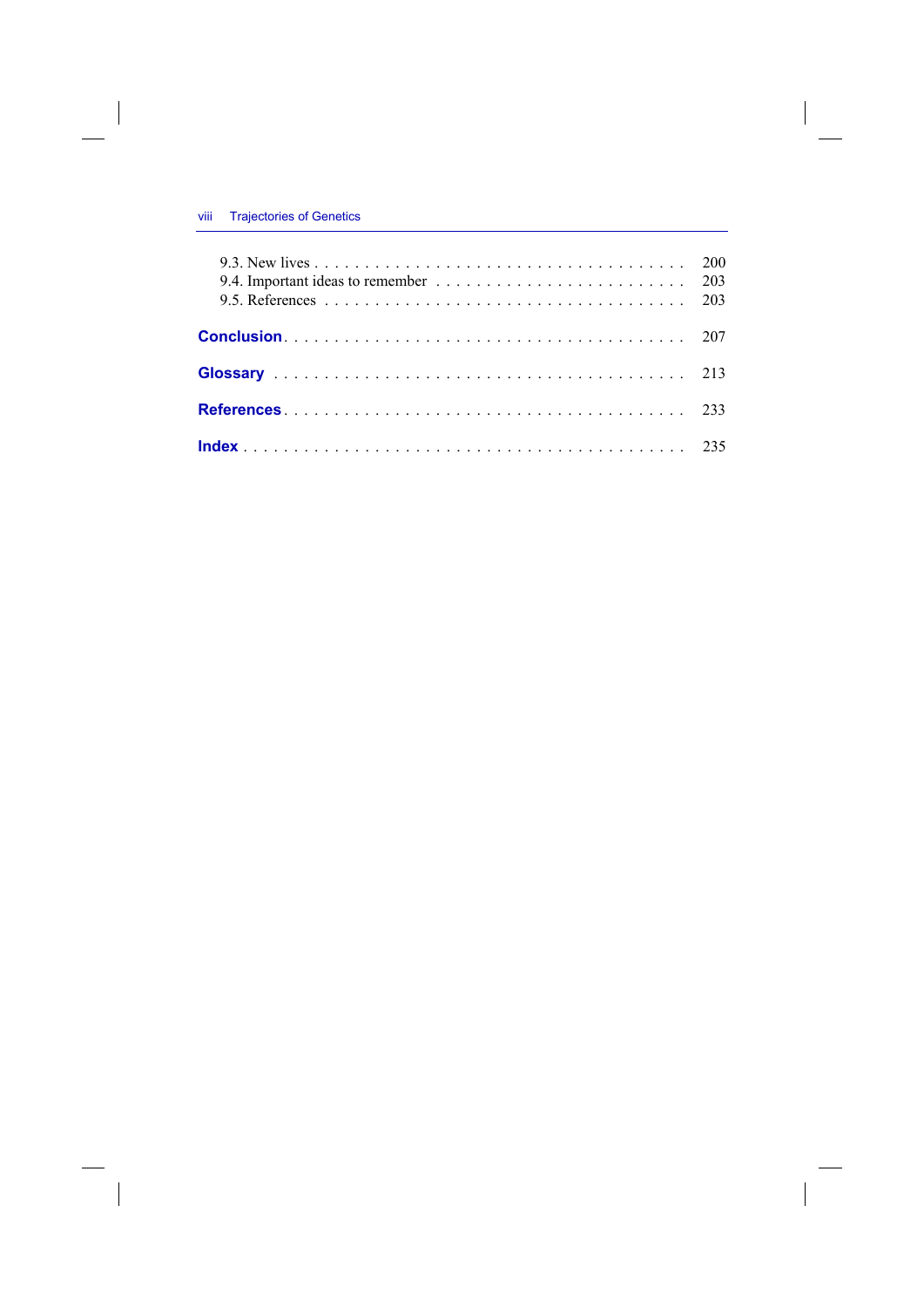9.3. New lives . . . . . . . . . . . . . . . . . . . . . . . . . . . . . . . . . . . . 200
9.4. Important ideas to remember . . . . . . . . . . . . . . . . . . . . . . . . 203
9.5. References . . . . . . . . . . . . . . . . . . . . . . . . . . . . . . . . . . 203

**Conclusion** . . . . . . . . . . . . . . . . . . . . . . . . . . . . . . . . . . . . 207

**Glossary** . . . . . . . . . . . . . . . . . . . . . . . . . . . . . . . . . . . . 213

**References** . . . . . . . . . . . . . . . . . . . . . . . . . . . . . . . . . . . 233

**Index** . . . . . . . . . . . . . . . . . . . . . . . . . . . . . . . . . . . . . . 235